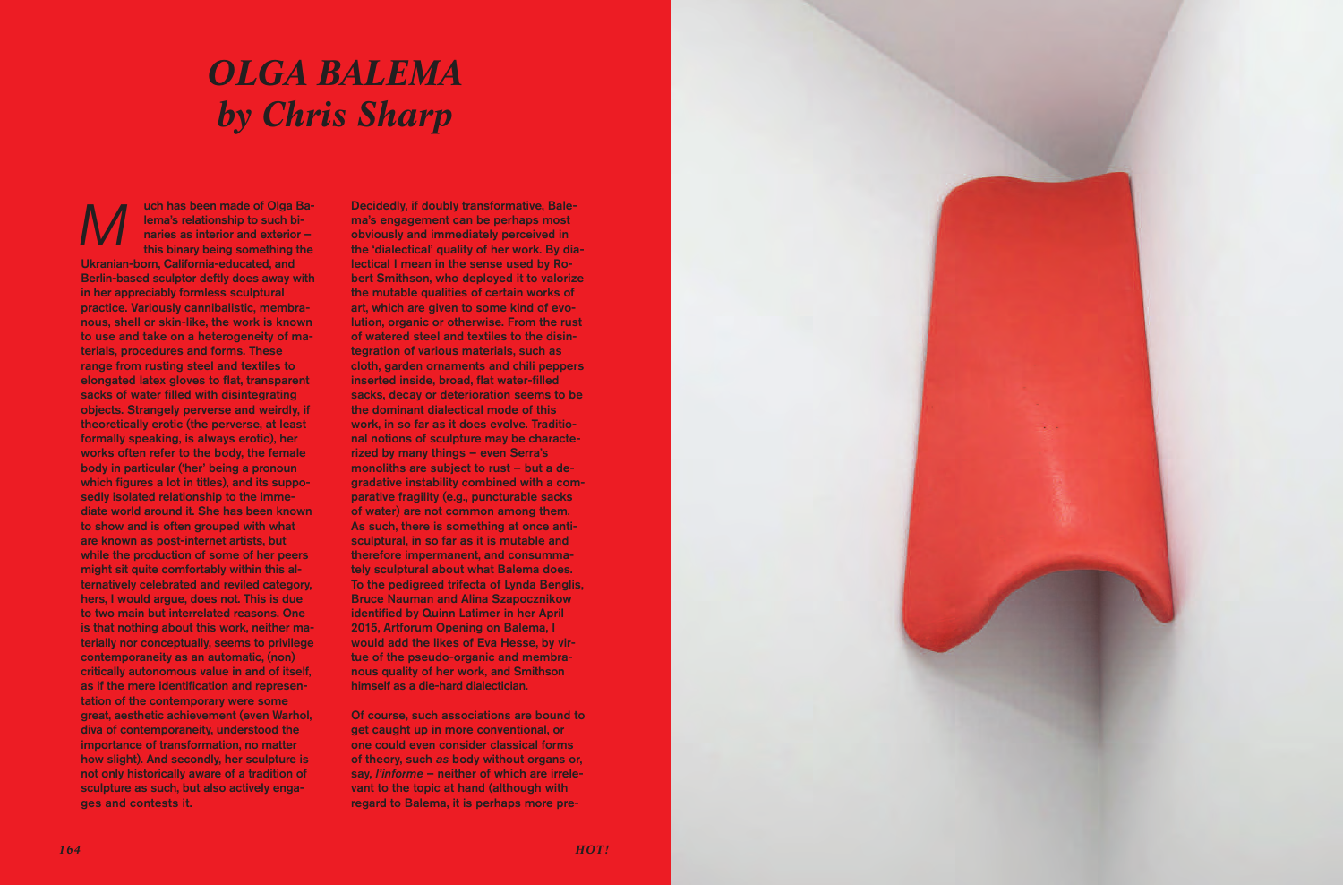# *OLGA BALEMA*
## *by Chris Sharp*

Much has been made of Olga Balema's relationship to such binaries as interior and exterior – this binary being something the Ukranian-born, California-educated, and Berlin-based sculptor deftly does away with in her appreciably formless sculptural practice. Variously cannibalistic, membranous, shell or skin-like, the work is known to use and take on a heterogeneity of materials, procedures and forms. These range from rusting steel and textiles to elongated latex gloves to flat, transparent sacks of water filled with disintegrating objects. Strangely perverse and weirdly, if theoretically erotic (the perverse, at least formally speaking, is always erotic), her works often refer to the body, the female body in particular ('her' being a pronoun which figures a lot in titles), and its supposedly isolated relationship to the immediate world around it. She has been known to show and is often grouped with what are known as post-internet artists, but while the production of some of her peers might sit quite comfortably within this alternatively celebrated and reviled category, hers, I would argue, does not. This is due to two main but interrelated reasons. One is that nothing about this work, neither materially nor conceptually, seems to privilege contemporaneity as an automatic, (non) critically autonomous value in and of itself, as if the mere identification and representation of the contemporary were some great, aesthetic achievement (even Warhol, diva of contemporaneity, understood the importance of transformation, no matter how slight). And secondly, her sculpture is not only historically aware of a tradition of sculpture as such, but also actively engages and contests it.

Decidedly, if doubly transformative, Balema's engagement can be perhaps most obviously and immediately perceived in the 'dialectical' quality of her work. By dialectical I mean in the sense used by Robert Smithson, who deployed it to valorize the mutable qualities of certain works of art, which are given to some kind of evolution, organic or otherwise. From the rust of watered steel and textiles to the disintegration of various materials, such as cloth, garden ornaments and chili peppers inserted inside, broad, flat water-filled sacks, decay or deterioration seems to be the dominant dialectical mode of this work, in so far as it does evolve. Traditional notions of sculpture may be characterized by many things – even Serra's monoliths are subject to rust – but a degradative instability combined with a comparative fragility (e.g., puncturable sacks of water) are not common among them. As such, there is something at once anti-sculptural, in so far as it is mutable and therefore impermanent, and consummately sculptural about what Balema does. To the pedigreed trifecta of Lynda Benglis, Bruce Nauman and Alina Szapocznikow identified by Quinn Latimer in her April 2015, Artforum Opening on Balema, I would add the likes of Eva Hesse, by virtue of the pseudo-organic and membranous quality of her work, and Smithson himself as a die-hard dialectician.

Of course, such associations are bound to get caught up in more conventional, or one could even consider classical forms of theory, such *as* body without organs or, say, *l'informe* – neither of which are irrelevant to the topic at hand (although with regard to Balema, it is perhaps more pre-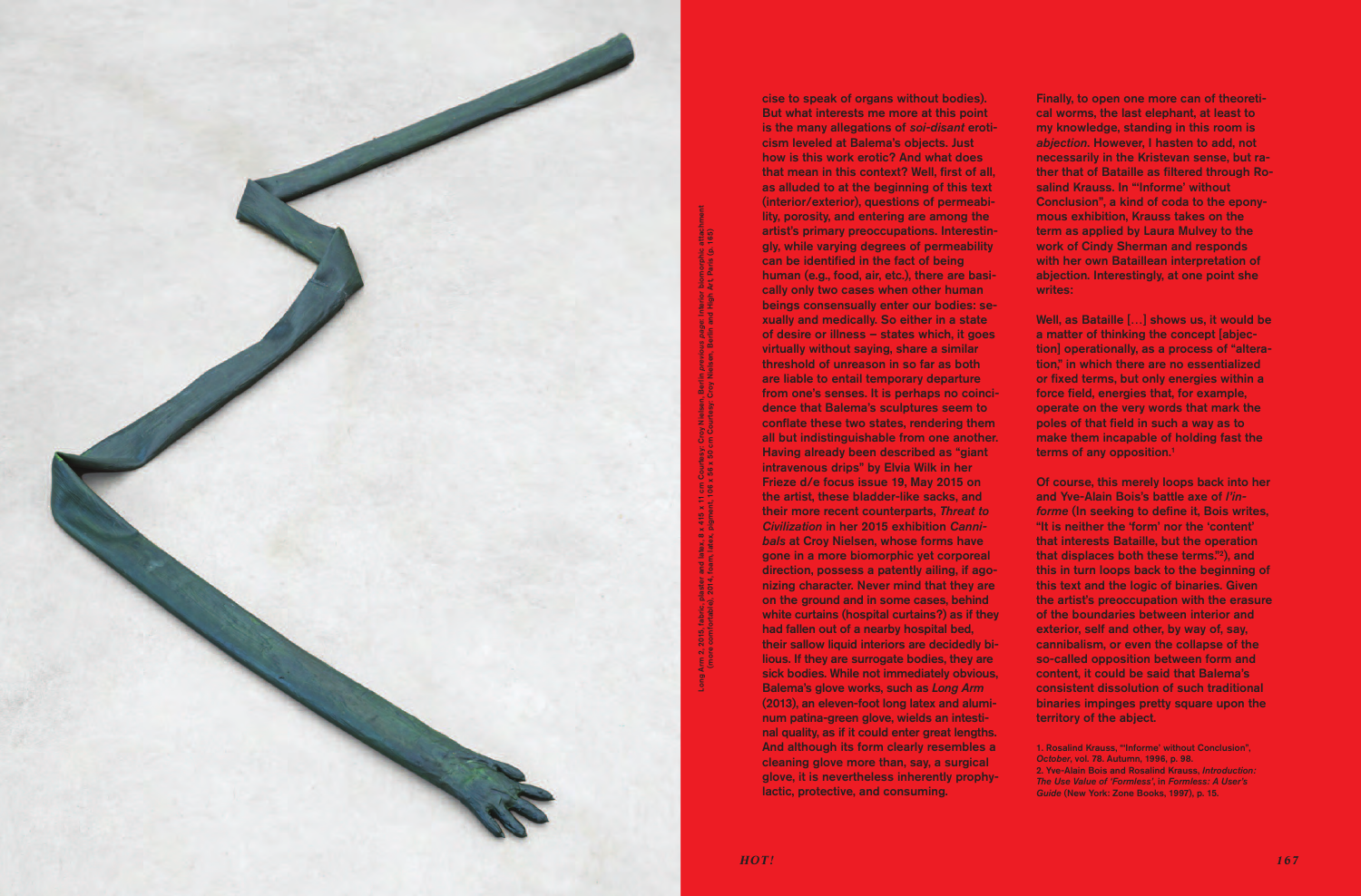cise to speak of organs without bodies). But what interests me more at this point is the many allegations of *soi-disant* eroticism leveled at Balema's objects. Just how is this work erotic? And what does that mean in this context? Well, first of all, as alluded to at the beginning of this text (interior/exterior), questions of permeability, porosity, and entering are among the artist's primary preoccupations. Interestingly, while varying degrees of permeability can be identified in the fact of being human (e.g., food, air, etc.), there are basically only two cases when other human beings consensually enter our bodies: sexually and medically. So either in a state of desire or illness – states which, it goes virtually without saying, share a similar threshold of unreason in so far as both are liable to entail temporary departure from one's senses. It is perhaps no coincidence that Balema's sculptures seem to conflate these two states, rendering them all but indistinguishable from one another. Having already been described as "giant intravenous drips" by Elvia Wilk in her Frieze d/e focus issue 19, May 2015 on the artist, these bladder-like sacks, and their more recent counterparts, *Threat to Civilization* in her 2015 exhibition *Cannibals* at Croy Nielsen, whose forms have gone in a more biomorphic yet corporeal direction, possess a patently ailing, if agonizing character. Never mind that they are on the ground and in some cases, behind white curtains (hospital curtains?) as if they had fallen out of a nearby hospital bed, their sallow liquid interiors are decidedly bilious. If they are surrogate bodies, they are sick bodies. While not immediately obvious, Balema's glove works, such as *Long Arm* (2013), an eleven-foot long latex and aluminum patina-green glove, wields an intestinal quality, as if it could enter great lengths. And although its form clearly resembles a cleaning glove more than, say, a surgical glove, it is nevertheless inherently prophylactic, protective, and consuming.

Finally, to open one more can of theoretical worms, the last elephant, at least to my knowledge, standing in this room is *abjection*. However, I hasten to add, not necessarily in the Kristevan sense, but rather that of Bataille as filtered through Rosalind Krauss. In "'Informe' without Conclusion", a kind of coda to the eponymous exhibition, Krauss takes on the term as applied by Laura Mulvey to the work of Cindy Sherman and responds with her own Bataillean interpretation of abjection. Interestingly, at one point she writes:

> Well, as Bataille […] shows us, it would be a matter of thinking the concept [abjection] operationally, as a process of "alteration," in which there are no essentialized or fixed terms, but only energies within a force field, energies that, for example, operate on the very words that mark the poles of that field in such a way as to make them incapable of holding fast the terms of any opposition.[1]

Of course, this merely loops back into her and Yve-Alain Bois's battle axe of *l'informe* (In seeking to define it, Bois writes, "It is neither the 'form' nor the 'content' that interests Bataille, but the operation that displaces both these terms."[2]), and this in turn loops back to the beginning of this text and the logic of binaries. Given the artist's preoccupation with the erasure of the boundaries between interior and exterior, self and other, by way of, say, cannibalism, or even the collapse of the so-called opposition between form and content, it could be said that Balema's consistent dissolution of such traditional binaries impinges pretty square upon the territory of the abject.

1. Rosalind Krauss, "'Informe' without Conclusion", *October*, vol. 78, Autumn, 1996, p. 98.
2. Yve-Alain Bois and Rosalind Krauss, *Introduction: The Use Value of 'Formless'*, in *Formless: A User's Guide* (New York: Zone Books, 1997), p. 15.

Long Arm 2, 2015, fabric, plaster and latex, 8 x 419 x 11 cm Courtesy: Croy Nielsen, Berlin *previous page*: Interior biomorphic attachment (more comfortable), 2014, foam, latex, pigment, 106 x 48 x 30 cm Courtesy: Croy Nielsen, Berlin and High Art, Paris (p. 165)